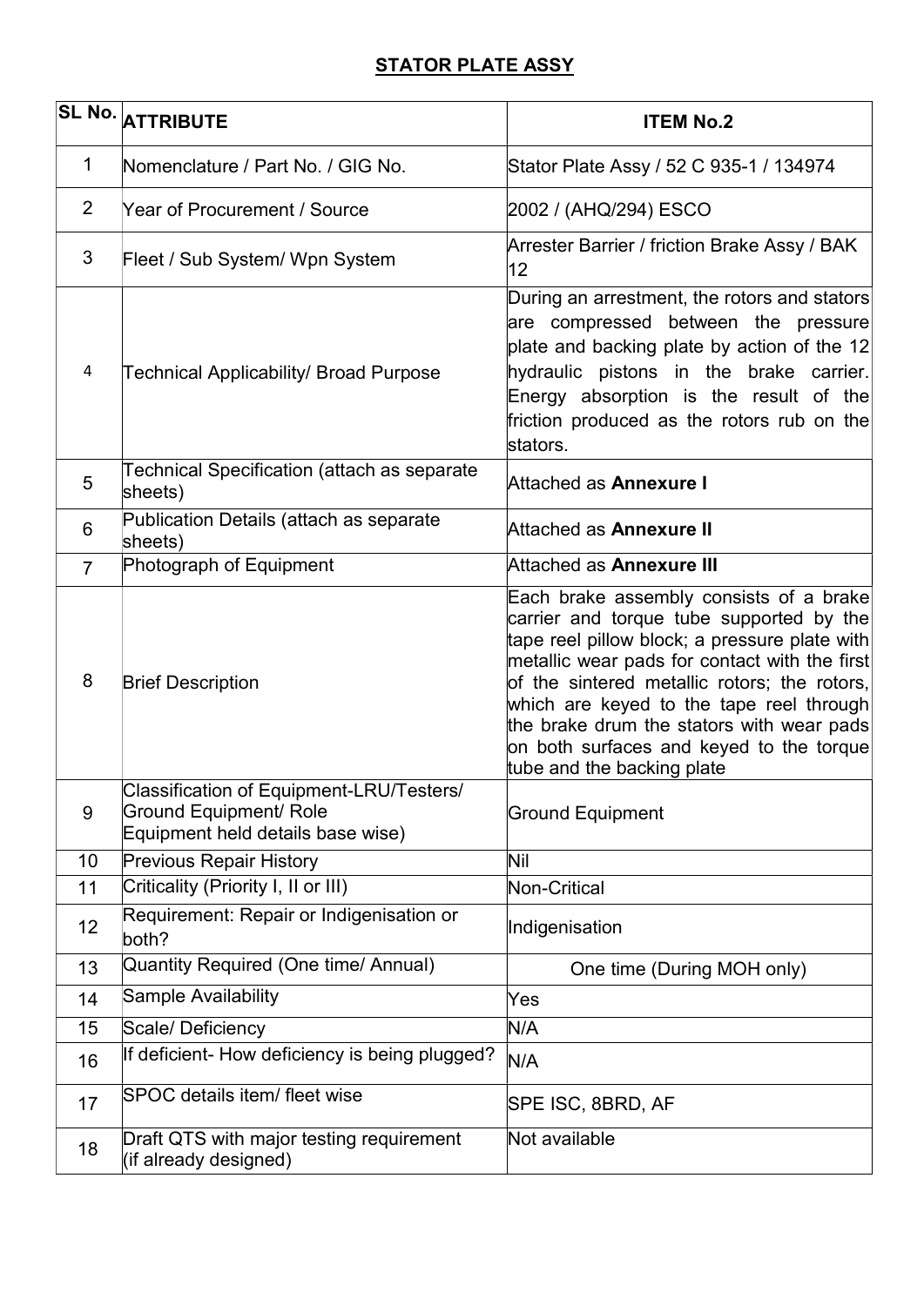## STATOR PLATE ASSY

| SL No. | ATTRIBUTE | ITEM No.2 |
|---|---|---|
| 1 | Nomenclature / Part No. / GIG No. | Stator Plate Assy / 52 C 935-1 / 134974 |
| 2 | Year of Procurement / Source | 2002 / (AHQ/294) ESCO |
| 3 | Fleet / Sub System/ Wpn System | Arrester Barrier / friction Brake Assy / BAK 12 |
| 4 | Technical Applicability/ Broad Purpose | During an arrestment, the rotors and stators are compressed between the pressure plate and backing plate by action of the 12 hydraulic pistons in the brake carrier. Energy absorption is the result of the friction produced as the rotors rub on the stators. |
| 5 | Technical Specification (attach as separate sheets) | Attached as **Annexure I** |
| 6 | Publication Details (attach as separate sheets) | Attached as **Annexure II** |
| 7 | Photograph of Equipment | Attached as **Annexure III** |
| 8 | Brief Description | Each brake assembly consists of a brake carrier and torque tube supported by the tape reel pillow block; a pressure plate with metallic wear pads for contact with the first of the sintered metallic rotors; the rotors, which are keyed to the tape reel through the brake drum the stators with wear pads on both surfaces and keyed to the torque tube and the backing plate |
| 9 | Classification of Equipment-LRU/Testers/ Ground Equipment/ Role Equipment held details base wise) | Ground Equipment |
| 10 | Previous Repair History | Nil |
| 11 | Criticality (Priority I, II or III) | Non-Critical |
| 12 | Requirement: Repair or Indigenisation or both? | Indigenisation |
| 13 | Quantity Required (One time/ Annual) | One time (During MOH only) |
| 14 | Sample Availability | Yes |
| 15 | Scale/ Deficiency | N/A |
| 16 | If deficient- How deficiency is being plugged? | N/A |
| 17 | SPOC details item/ fleet wise | SPE ISC, 8BRD, AF |
| 18 | Draft QTS with major testing requirement (if already designed) | Not available |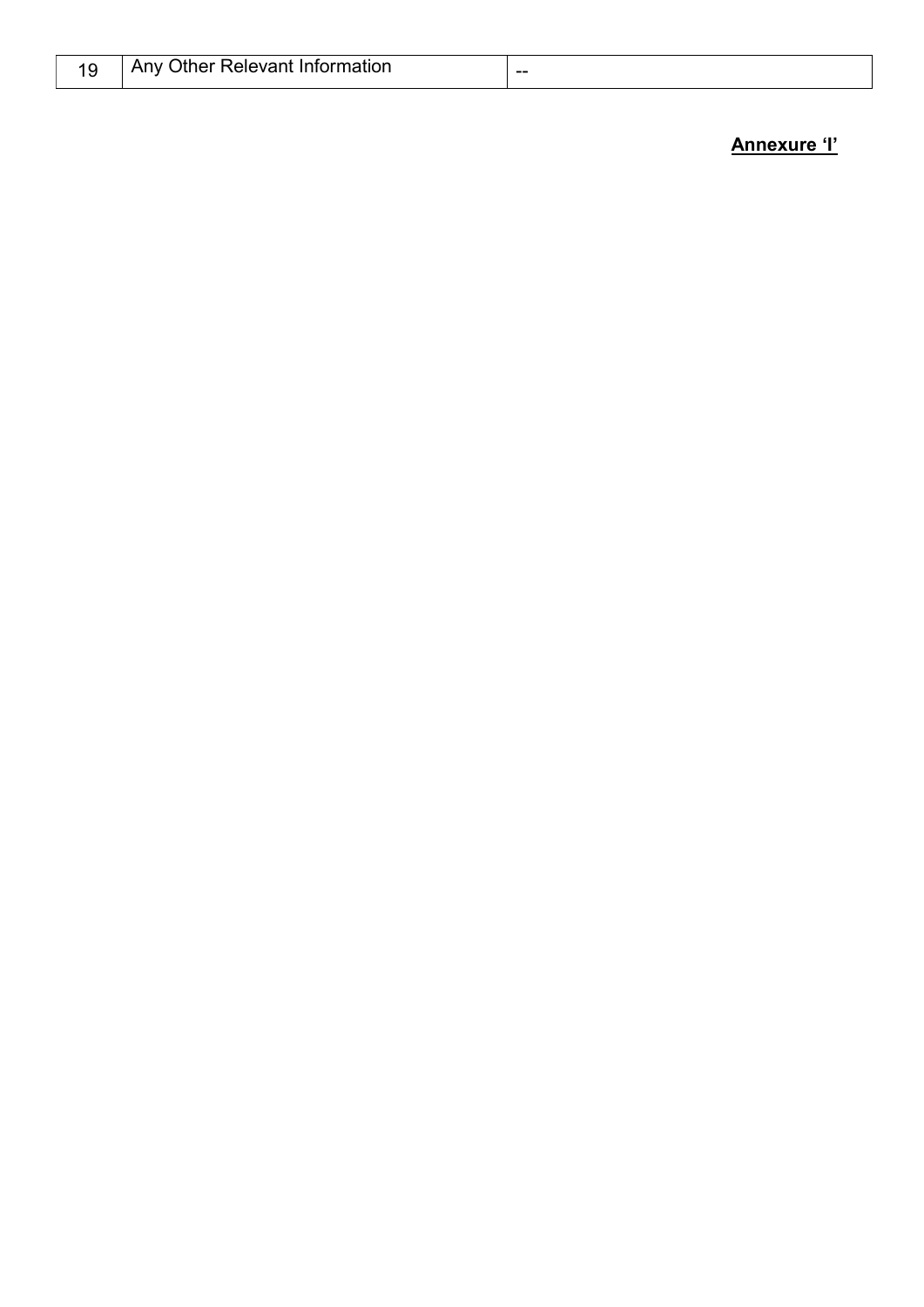| 19 | Any Other Relevant Information | -- |
|---|---|---|

**Annexure 'I'**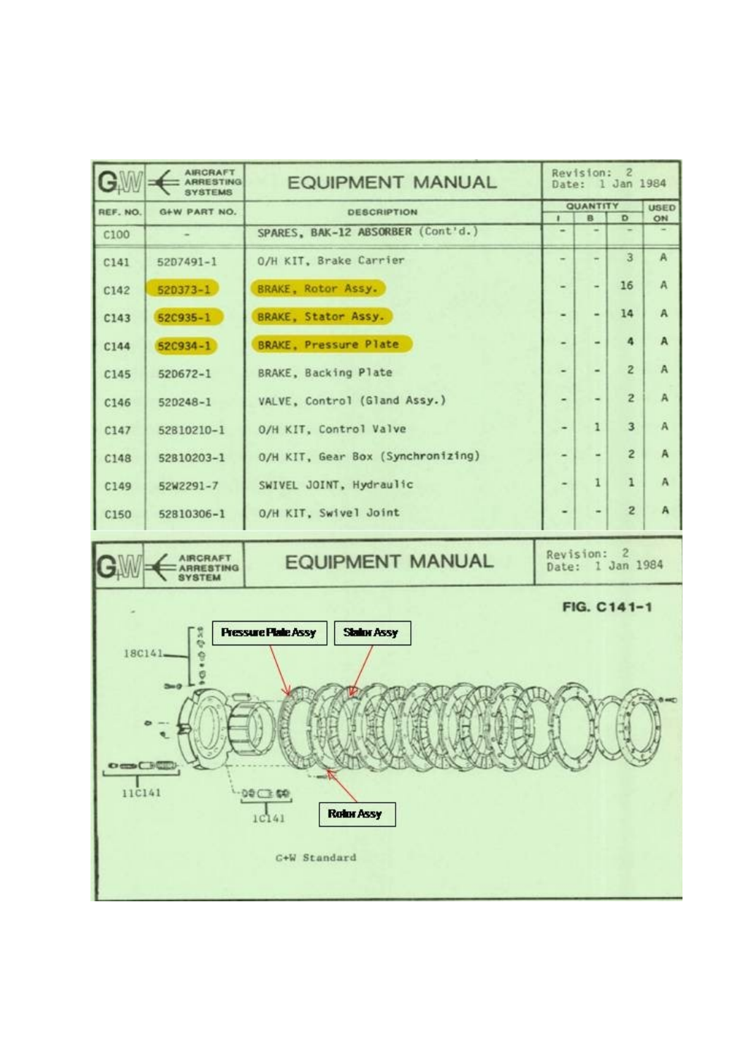## AIRCRAFT ARRESTING SYSTEMS — EQUIPMENT MANUAL

Revision: 2
Date: 1 Jan 1984

| REF. NO. | G+W PART NO. | DESCRIPTION | QUANTITY I | QUANTITY B | QUANTITY D | USED ON |
|---|---|---|---|---|---|---|
| C100 | - | SPARES, BAK-12 ABSORBER (Cont'd.) | - | - | - | - |
| C141 | 52D7491-1 | O/H KIT, Brake Carrier | - | - | 3 | A |
| C142 | 52D373-1 | BRAKE, Rotor Assy. | - | - | 16 | A |
| C143 | 52C935-1 | BRAKE, Stator Assy. | - | - | 14 | A |
| C144 | 52C934-1 | BRAKE, Pressure Plate | - | - | 4 | A |
| C145 | 52D672-1 | BRAKE, Backing Plate | - | - | 2 | A |
| C146 | 52D248-1 | VALVE, Control (Gland Assy.) | - | - | 2 | A |
| C147 | 52810210-1 | O/H KIT, Control Valve | - | 1 | 3 | A |
| C148 | 52810203-1 | O/H KIT, Gear Box (Synchronizing) | - | - | 2 | A |
| C149 | 52W2291-7 | SWIVEL JOINT, Hydraulic | - | 1 | 1 | A |
| C150 | 52810306-1 | O/H KIT, Swivel Joint | - | - | 2 | A |

## AIRCRAFT ARRESTING SYSTEM — EQUIPMENT MANUAL

Revision: 2
Date: 1 Jan 1984

FIG. C141-1

Pressure Plate Assy

Stator Assy

Rotor Assy

18C141

11C141

1C141

G+W Standard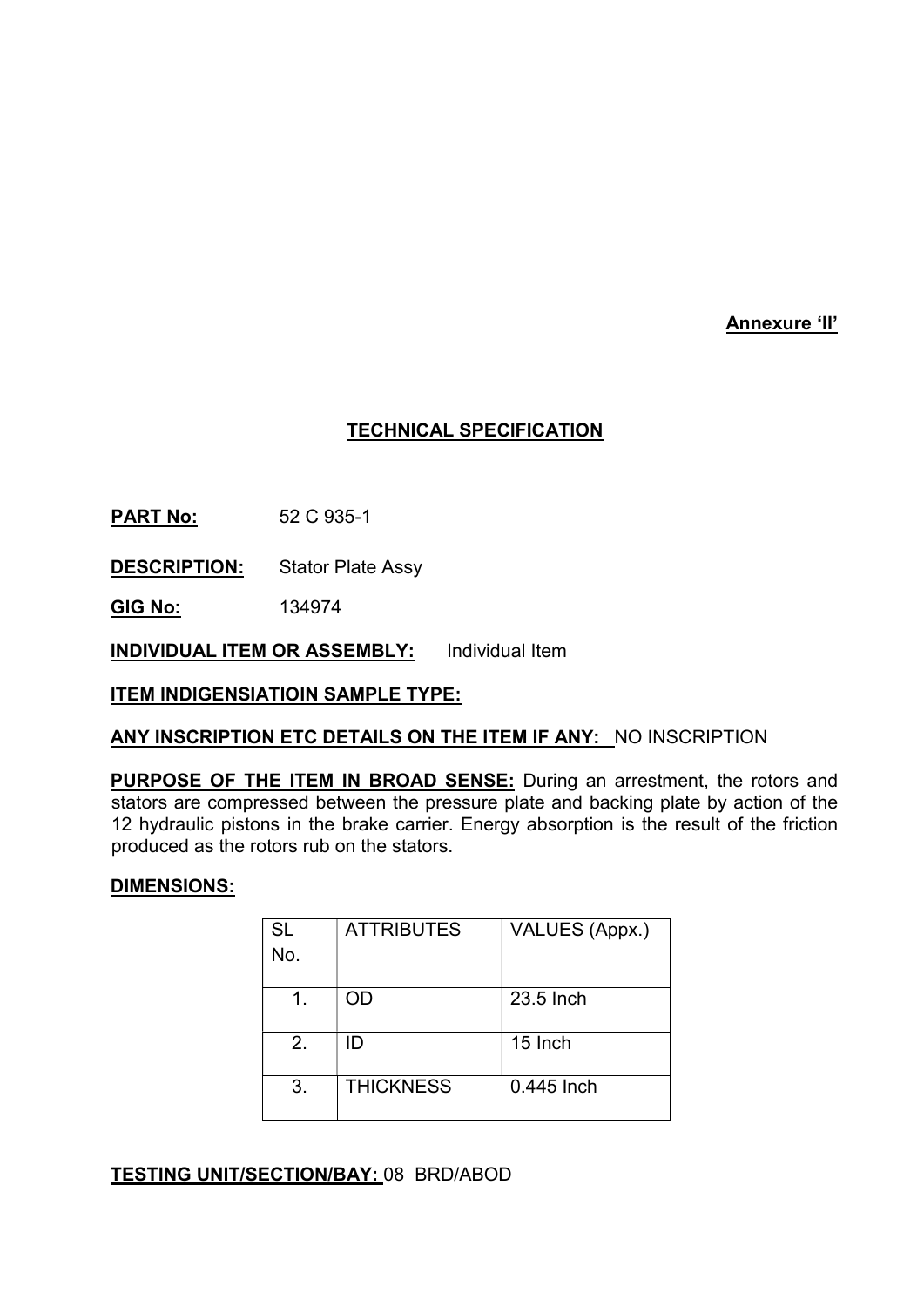**Annexure 'II'**

## **TECHNICAL SPECIFICATION**

**PART No:** 52 C 935-1

**DESCRIPTION:** Stator Plate Assy

**GIG No:** 134974

**INDIVIDUAL ITEM OR ASSEMBLY:** Individual Item

**ITEM INDIGENSIATIOIN SAMPLE TYPE:**

**ANY INSCRIPTION ETC DETAILS ON THE ITEM IF ANY:** NO INSCRIPTION

**PURPOSE OF THE ITEM IN BROAD SENSE:** During an arrestment, the rotors and stators are compressed between the pressure plate and backing plate by action of the 12 hydraulic pistons in the brake carrier. Energy absorption is the result of the friction produced as the rotors rub on the stators.

**DIMENSIONS:**

| SL No. | ATTRIBUTES | VALUES (Appx.) |
|---|---|---|
| 1. | OD | 23.5 Inch |
| 2. | ID | 15 Inch |
| 3. | THICKNESS | 0.445 Inch |

**TESTING UNIT/SECTION/BAY:** 08 BRD/ABOD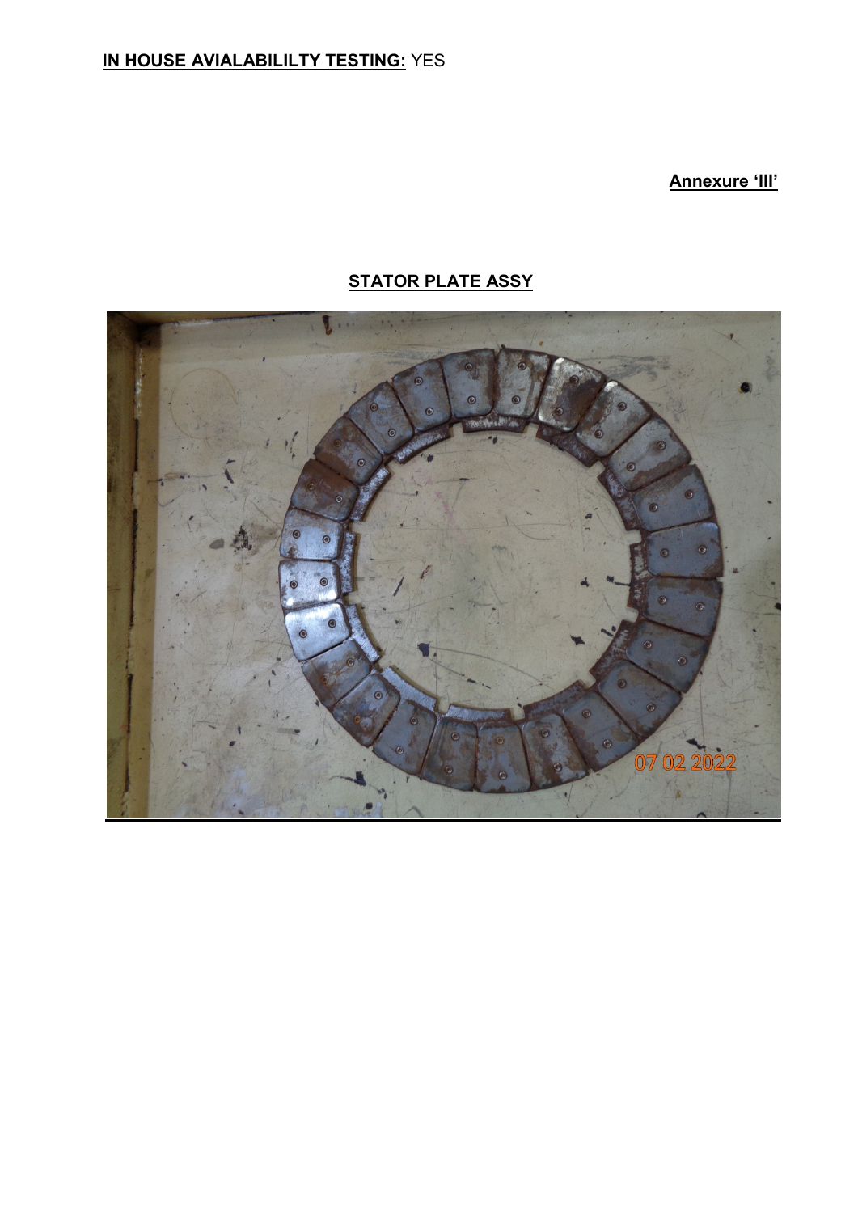**IN HOUSE AVIALABILILTY TESTING:** YES

**Annexure 'III'**

## STATOR PLATE ASSY